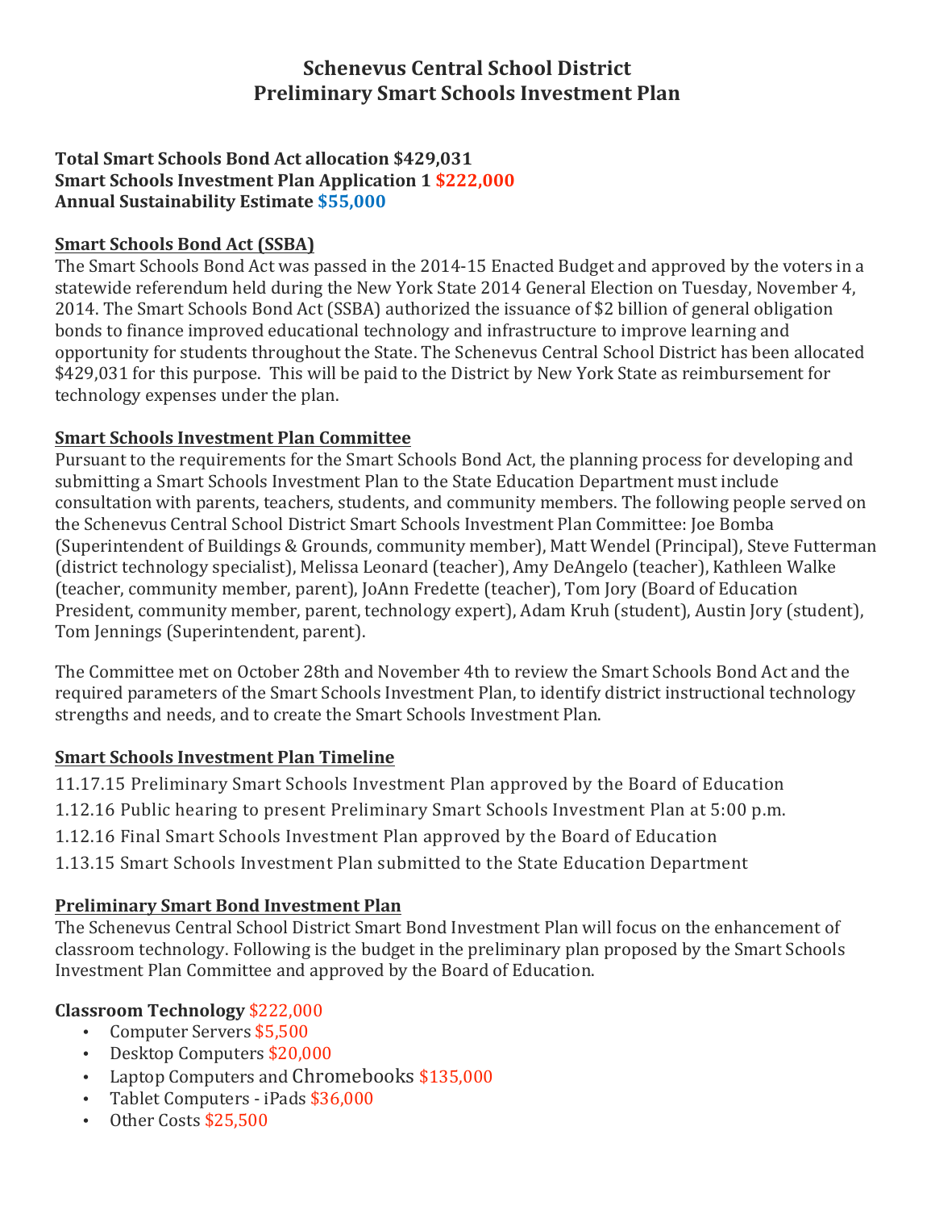# Schenevus Central School District
# Preliminary Smart Schools Investment Plan

**Total Smart Schools Bond Act allocation $429,031**
**Smart Schools Investment Plan Application 1 $222,000**
**Annual Sustainability Estimate $55,000**

## Smart Schools Bond Act (SSBA)

The Smart Schools Bond Act was passed in the 2014-15 Enacted Budget and approved by the voters in a statewide referendum held during the New York State 2014 General Election on Tuesday, November 4, 2014. The Smart Schools Bond Act (SSBA) authorized the issuance of $2 billion of general obligation bonds to finance improved educational technology and infrastructure to improve learning and opportunity for students throughout the State. The Schenevus Central School District has been allocated $429,031 for this purpose. This will be paid to the District by New York State as reimbursement for technology expenses under the plan.

## Smart Schools Investment Plan Committee

Pursuant to the requirements for the Smart Schools Bond Act, the planning process for developing and submitting a Smart Schools Investment Plan to the State Education Department must include consultation with parents, teachers, students, and community members. The following people served on the Schenevus Central School District Smart Schools Investment Plan Committee: Joe Bomba (Superintendent of Buildings & Grounds, community member), Matt Wendel (Principal), Steve Futterman (district technology specialist), Melissa Leonard (teacher), Amy DeAngelo (teacher), Kathleen Walke (teacher, community member, parent), JoAnn Fredette (teacher), Tom Jory (Board of Education President, community member, parent, technology expert), Adam Kruh (student), Austin Jory (student), Tom Jennings (Superintendent, parent).

The Committee met on October 28th and November 4th to review the Smart Schools Bond Act and the required parameters of the Smart Schools Investment Plan, to identify district instructional technology strengths and needs, and to create the Smart Schools Investment Plan.

## Smart Schools Investment Plan Timeline

11.17.15 Preliminary Smart Schools Investment Plan approved by the Board of Education

1.12.16 Public hearing to present Preliminary Smart Schools Investment Plan at 5:00 p.m.

1.12.16 Final Smart Schools Investment Plan approved by the Board of Education

1.13.15 Smart Schools Investment Plan submitted to the State Education Department

## Preliminary Smart Bond Investment Plan

The Schenevus Central School District Smart Bond Investment Plan will focus on the enhancement of classroom technology. Following is the budget in the preliminary plan proposed by the Smart Schools Investment Plan Committee and approved by the Board of Education.

**Classroom Technology** $222,000

- Computer Servers $5,500
- Desktop Computers $20,000
- Laptop Computers and Chromebooks $135,000
- Tablet Computers - iPads $36,000
- Other Costs $25,500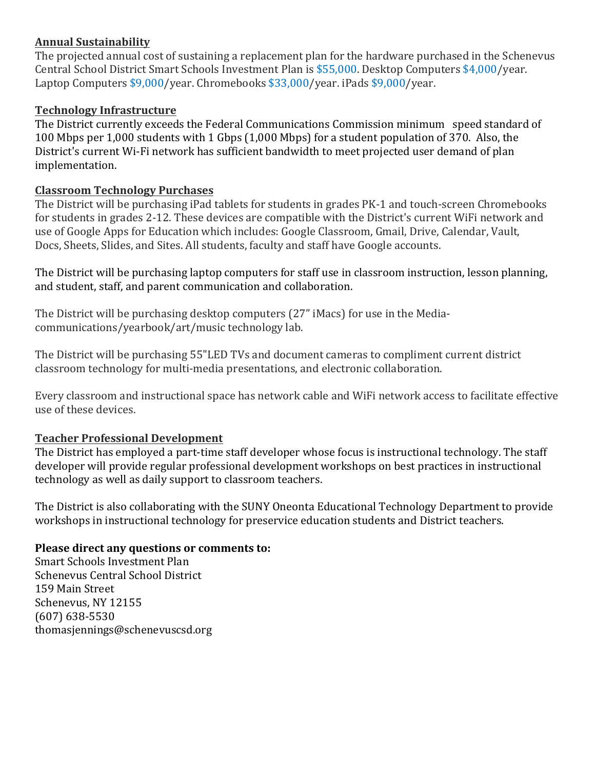## Annual Sustainability

The projected annual cost of sustaining a replacement plan for the hardware purchased in the Schenevus Central School District Smart Schools Investment Plan is $55,000. Desktop Computers $4,000/year. Laptop Computers $9,000/year. Chromebooks $33,000/year. iPads $9,000/year.

## Technology Infrastructure

The District currently exceeds the Federal Communications Commission minimum speed standard of 100 Mbps per 1,000 students with 1 Gbps (1,000 Mbps) for a student population of 370. Also, the District's current Wi-Fi network has sufficient bandwidth to meet projected user demand of plan implementation.

## Classroom Technology Purchases

The District will be purchasing iPad tablets for students in grades PK-1 and touch-screen Chromebooks for students in grades 2-12. These devices are compatible with the District's current WiFi network and use of Google Apps for Education which includes: Google Classroom, Gmail, Drive, Calendar, Vault, Docs, Sheets, Slides, and Sites. All students, faculty and staff have Google accounts.

The District will be purchasing laptop computers for staff use in classroom instruction, lesson planning, and student, staff, and parent communication and collaboration.

The District will be purchasing desktop computers (27" iMacs) for use in the Media-communications/yearbook/art/music technology lab.

The District will be purchasing 55"LED TVs and document cameras to compliment current district classroom technology for multi-media presentations, and electronic collaboration.

Every classroom and instructional space has network cable and WiFi network access to facilitate effective use of these devices.

## Teacher Professional Development

The District has employed a part-time staff developer whose focus is instructional technology. The staff developer will provide regular professional development workshops on best practices in instructional technology as well as daily support to classroom teachers.

The District is also collaborating with the SUNY Oneonta Educational Technology Department to provide workshops in instructional technology for preservice education students and District teachers.

**Please direct any questions or comments to:**
Smart Schools Investment Plan
Schenevus Central School District
159 Main Street
Schenevus, NY 12155
(607) 638-5530
thomasjennings@schenevuscsd.org